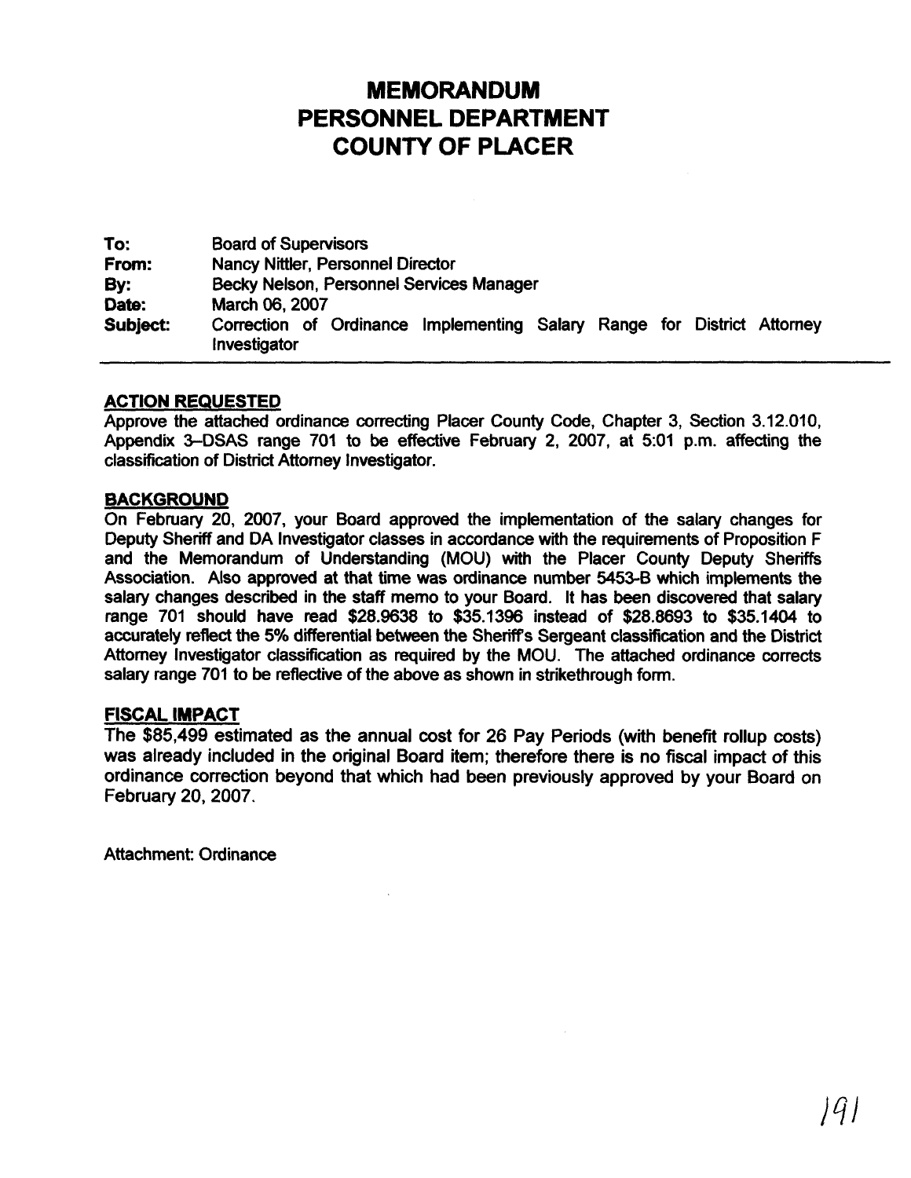# MEMORANDUM
# PERSONNEL DEPARTMENT
# COUNTY OF PLACER

**To:** Board of Supervisors
**From:** Nancy Nittler, Personnel Director
**By:** Becky Nelson, Personnel Services Manager
**Date:** March 06, 2007
**Subject:** Correction of Ordinance Implementing Salary Range for District Attorney Investigator

---

## ACTION REQUESTED

Approve the attached ordinance correcting Placer County Code, Chapter 3, Section 3.12.010, Appendix 3–DSAS range 701 to be effective February 2, 2007, at 5:01 p.m. affecting the classification of District Attorney Investigator.

## BACKGROUND

On February 20, 2007, your Board approved the implementation of the salary changes for Deputy Sheriff and DA Investigator classes in accordance with the requirements of Proposition F and the Memorandum of Understanding (MOU) with the Placer County Deputy Sheriffs Association. Also approved at that time was ordinance number 5453-B which implements the salary changes described in the staff memo to your Board. It has been discovered that salary range 701 should have read $28.9638 to $35.1396 instead of $28.8693 to $35.1404 to accurately reflect the 5% differential between the Sheriff's Sergeant classification and the District Attorney Investigator classification as required by the MOU. The attached ordinance corrects salary range 701 to be reflective of the above as shown in strikethrough form.

## FISCAL IMPACT

The $85,499 estimated as the annual cost for 26 Pay Periods (with benefit rollup costs) was already included in the original Board item; therefore there is no fiscal impact of this ordinance correction beyond that which had been previously approved by your Board on February 20, 2007.

Attachment: Ordinance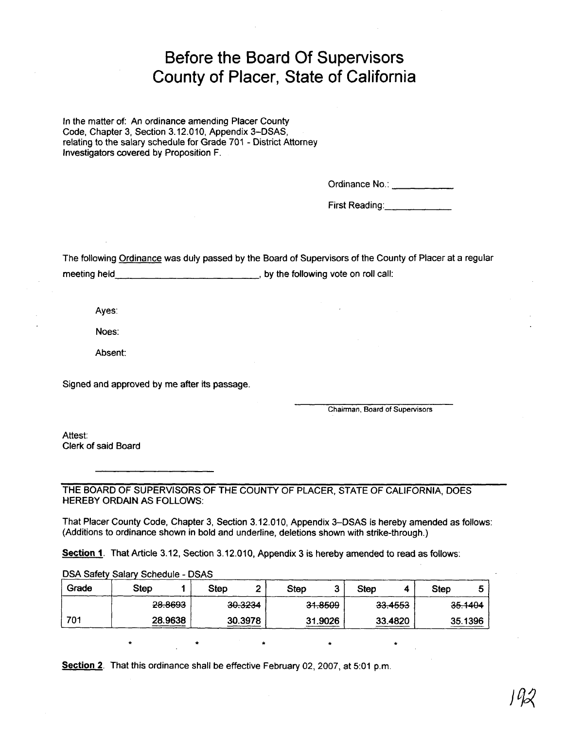# Before the Board Of Supervisors County of Placer, State of California

In the matter of: An ordinance amending Placer County Code, Chapter 3, Section 3.12.010, Appendix 3–DSAS, relating to the salary schedule for Grade 701 - District Attorney Investigators covered by Proposition F.

Ordinance No.: ____________

First Reading: ____________

The following Ordinance was duly passed by the Board of Supervisors of the County of Placer at a regular meeting held ____________________________, by the following vote on roll call:

Ayes:

Noes:

Absent:

Signed and approved by me after its passage.

______________________________
Chairman, Board of Supervisors

Attest:
Clerk of said Board

______________________________

THE BOARD OF SUPERVISORS OF THE COUNTY OF PLACER, STATE OF CALIFORNIA, DOES HEREBY ORDAIN AS FOLLOWS:

That Placer County Code, Chapter 3, Section 3.12.010, Appendix 3–DSAS is hereby amended as follows: (Additions to ordinance shown in bold and underline, deletions shown with strike-through.)

**Section 1**. That Article 3.12, Section 3.12.010, Appendix 3 is hereby amended to read as follows:

DSA Safety Salary Schedule - DSAS

| Grade | Step 1 | Step 2 | Step 3 | Step 4 | Step 5 |
|---|---|---|---|---|---|
| | ~~28.8693~~ | ~~30.3234~~ | ~~31.8509~~ | ~~33.4553~~ | ~~35.1404~~ |
| 701 | **<u>28.9638</u>** | **<u>30.3978</u>** | **<u>31.9026</u>** | **<u>33.4820</u>** | **<u>35.1396</u>** |

\* \* \* \* \*

**Section 2**. That this ordinance shall be effective February 02, 2007, at 5:01 p.m.